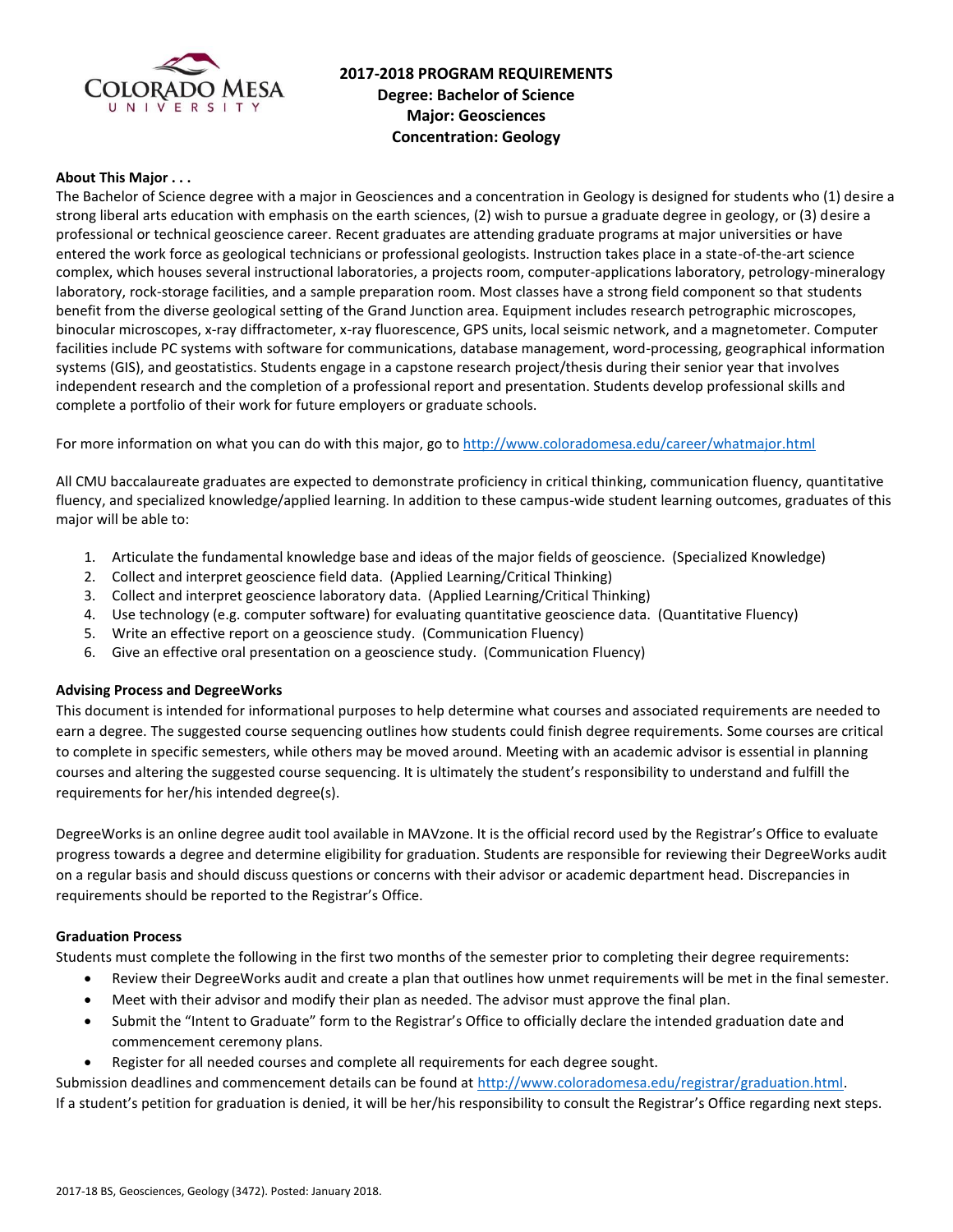# 2017-2018 PROGRAM REQUIREMENTS

**Degree: Bachelor of Science**
**Major: Geosciences**
**Concentration: Geology**

**About This Major . . .**

The Bachelor of Science degree with a major in Geosciences and a concentration in Geology is designed for students who (1) desire a strong liberal arts education with emphasis on the earth sciences, (2) wish to pursue a graduate degree in geology, or (3) desire a professional or technical geoscience career. Recent graduates are attending graduate programs at major universities or have entered the work force as geological technicians or professional geologists. Instruction takes place in a state-of-the-art science complex, which houses several instructional laboratories, a projects room, computer-applications laboratory, petrology-mineralogy laboratory, rock-storage facilities, and a sample preparation room. Most classes have a strong field component so that students benefit from the diverse geological setting of the Grand Junction area. Equipment includes research petrographic microscopes, binocular microscopes, x-ray diffractometer, x-ray fluorescence, GPS units, local seismic network, and a magnetometer. Computer facilities include PC systems with software for communications, database management, word-processing, geographical information systems (GIS), and geostatistics. Students engage in a capstone research project/thesis during their senior year that involves independent research and the completion of a professional report and presentation. Students develop professional skills and complete a portfolio of their work for future employers or graduate schools.

For more information on what you can do with this major, go to http://www.coloradomesa.edu/career/whatmajor.html

All CMU baccalaureate graduates are expected to demonstrate proficiency in critical thinking, communication fluency, quantitative fluency, and specialized knowledge/applied learning. In addition to these campus-wide student learning outcomes, graduates of this major will be able to:

1. Articulate the fundamental knowledge base and ideas of the major fields of geoscience. (Specialized Knowledge)
2. Collect and interpret geoscience field data. (Applied Learning/Critical Thinking)
3. Collect and interpret geoscience laboratory data. (Applied Learning/Critical Thinking)
4. Use technology (e.g. computer software) for evaluating quantitative geoscience data. (Quantitative Fluency)
5. Write an effective report on a geoscience study. (Communication Fluency)
6. Give an effective oral presentation on a geoscience study. (Communication Fluency)

**Advising Process and DegreeWorks**

This document is intended for informational purposes to help determine what courses and associated requirements are needed to earn a degree. The suggested course sequencing outlines how students could finish degree requirements. Some courses are critical to complete in specific semesters, while others may be moved around. Meeting with an academic advisor is essential in planning courses and altering the suggested course sequencing. It is ultimately the student's responsibility to understand and fulfill the requirements for her/his intended degree(s).

DegreeWorks is an online degree audit tool available in MAVzone. It is the official record used by the Registrar's Office to evaluate progress towards a degree and determine eligibility for graduation. Students are responsible for reviewing their DegreeWorks audit on a regular basis and should discuss questions or concerns with their advisor or academic department head. Discrepancies in requirements should be reported to the Registrar's Office.

**Graduation Process**

Students must complete the following in the first two months of the semester prior to completing their degree requirements:

- Review their DegreeWorks audit and create a plan that outlines how unmet requirements will be met in the final semester.
- Meet with their advisor and modify their plan as needed. The advisor must approve the final plan.
- Submit the "Intent to Graduate" form to the Registrar's Office to officially declare the intended graduation date and commencement ceremony plans.
- Register for all needed courses and complete all requirements for each degree sought.

Submission deadlines and commencement details can be found at http://www.coloradomesa.edu/registrar/graduation.html.
If a student's petition for graduation is denied, it will be her/his responsibility to consult the Registrar's Office regarding next steps.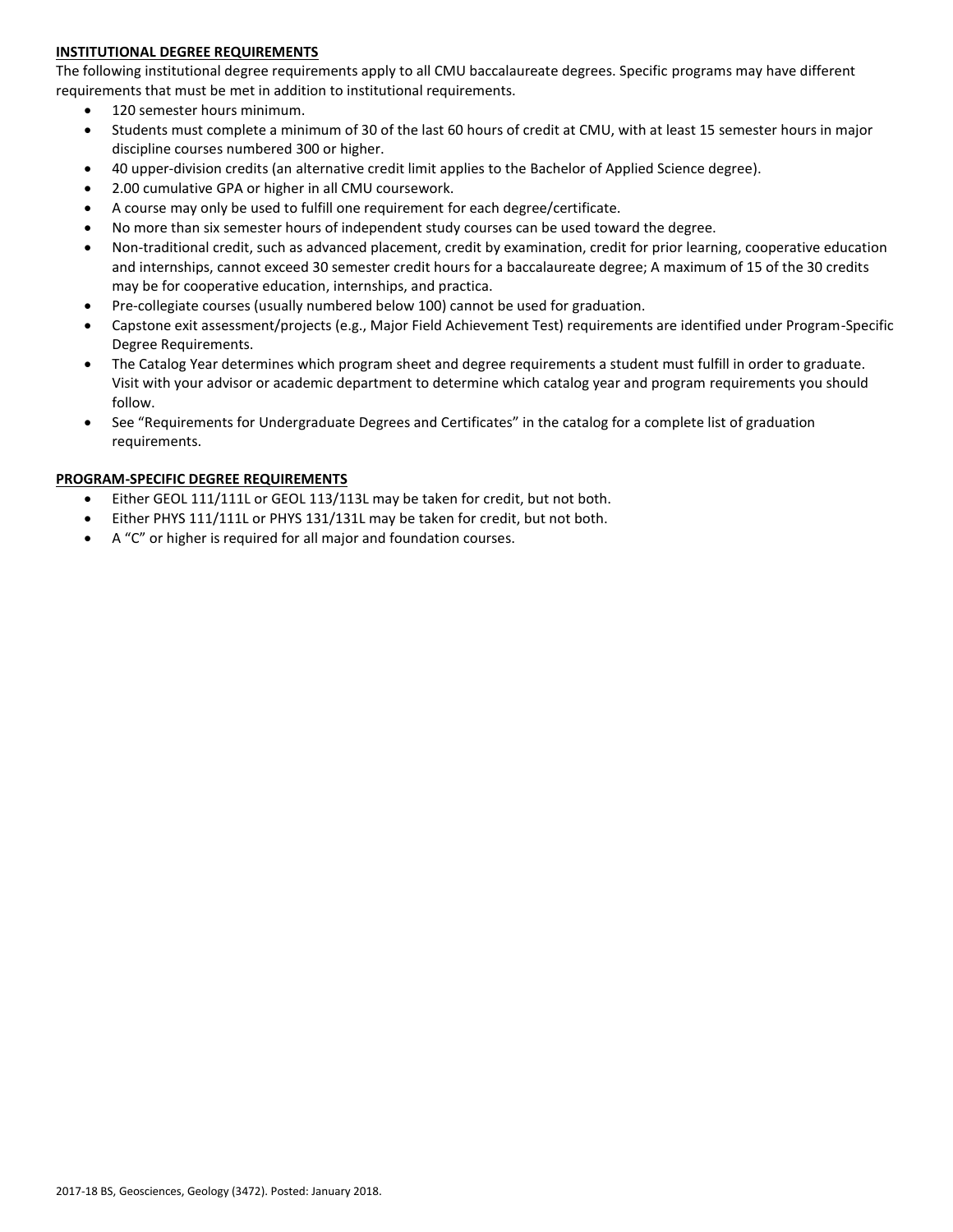**INSTITUTIONAL DEGREE REQUIREMENTS**

The following institutional degree requirements apply to all CMU baccalaureate degrees. Specific programs may have different requirements that must be met in addition to institutional requirements.

- 120 semester hours minimum.
- Students must complete a minimum of 30 of the last 60 hours of credit at CMU, with at least 15 semester hours in major discipline courses numbered 300 or higher.
- 40 upper-division credits (an alternative credit limit applies to the Bachelor of Applied Science degree).
- 2.00 cumulative GPA or higher in all CMU coursework.
- A course may only be used to fulfill one requirement for each degree/certificate.
- No more than six semester hours of independent study courses can be used toward the degree.
- Non-traditional credit, such as advanced placement, credit by examination, credit for prior learning, cooperative education and internships, cannot exceed 30 semester credit hours for a baccalaureate degree; A maximum of 15 of the 30 credits may be for cooperative education, internships, and practica.
- Pre-collegiate courses (usually numbered below 100) cannot be used for graduation.
- Capstone exit assessment/projects (e.g., Major Field Achievement Test) requirements are identified under Program-Specific Degree Requirements.
- The Catalog Year determines which program sheet and degree requirements a student must fulfill in order to graduate. Visit with your advisor or academic department to determine which catalog year and program requirements you should follow.
- See "Requirements for Undergraduate Degrees and Certificates" in the catalog for a complete list of graduation requirements.

**PROGRAM-SPECIFIC DEGREE REQUIREMENTS**

- Either GEOL 111/111L or GEOL 113/113L may be taken for credit, but not both.
- Either PHYS 111/111L or PHYS 131/131L may be taken for credit, but not both.
- A "C" or higher is required for all major and foundation courses.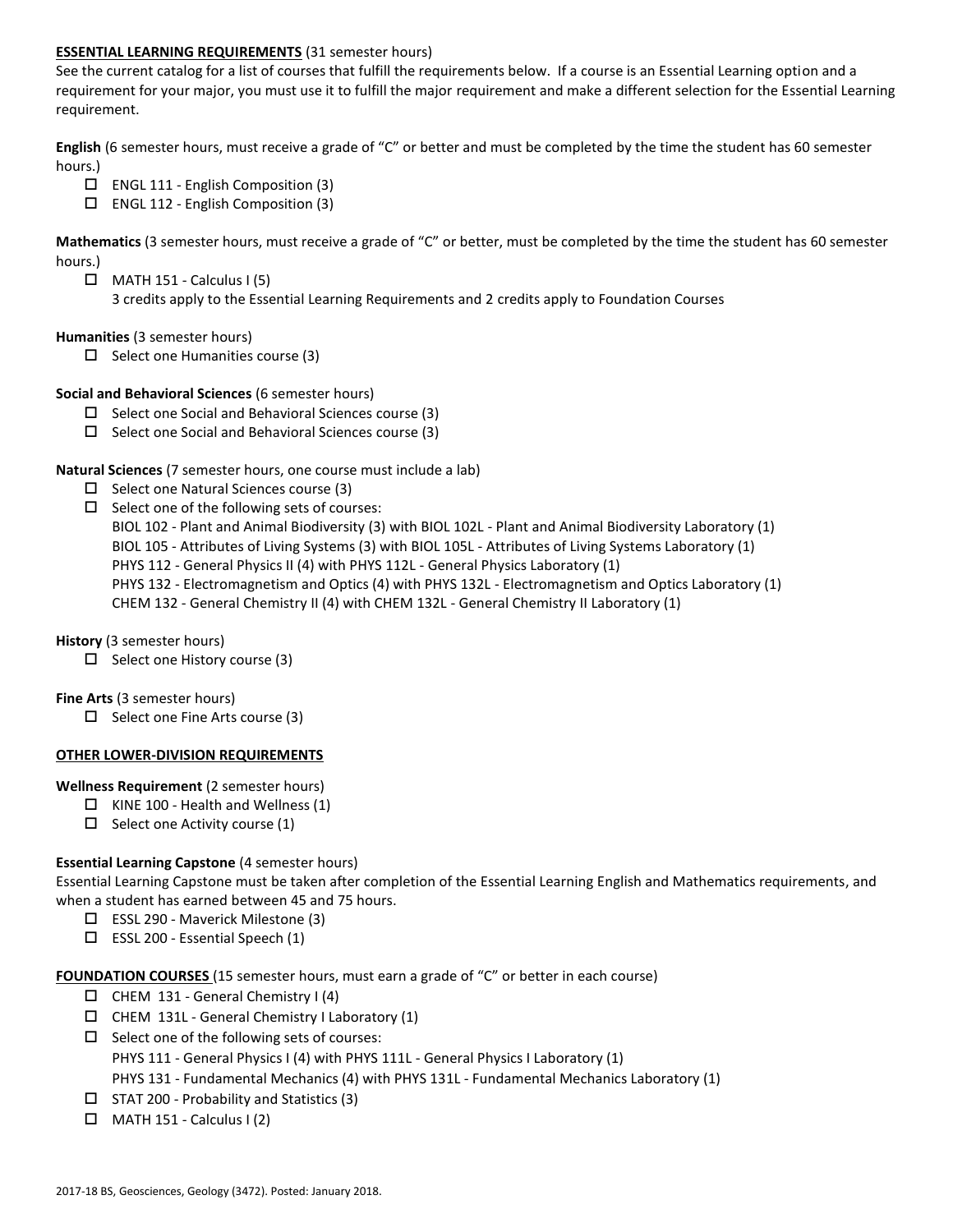## ESSENTIAL LEARNING REQUIREMENTS (31 semester hours)

See the current catalog for a list of courses that fulfill the requirements below. If a course is an Essential Learning option and a requirement for your major, you must use it to fulfill the major requirement and make a different selection for the Essential Learning requirement.

**English** (6 semester hours, must receive a grade of "C" or better and must be completed by the time the student has 60 semester hours.)

- ☐ ENGL 111 - English Composition (3)
- ☐ ENGL 112 - English Composition (3)

**Mathematics** (3 semester hours, must receive a grade of "C" or better, must be completed by the time the student has 60 semester hours.)

- ☐ MATH 151 - Calculus I (5)
  3 credits apply to the Essential Learning Requirements and 2 credits apply to Foundation Courses

**Humanities** (3 semester hours)

- ☐ Select one Humanities course (3)

**Social and Behavioral Sciences** (6 semester hours)

- ☐ Select one Social and Behavioral Sciences course (3)
- ☐ Select one Social and Behavioral Sciences course (3)

**Natural Sciences** (7 semester hours, one course must include a lab)

- ☐ Select one Natural Sciences course (3)
- ☐ Select one of the following sets of courses:
  BIOL 102 - Plant and Animal Biodiversity (3) with BIOL 102L - Plant and Animal Biodiversity Laboratory (1)
  BIOL 105 - Attributes of Living Systems (3) with BIOL 105L - Attributes of Living Systems Laboratory (1)
  PHYS 112 - General Physics II (4) with PHYS 112L - General Physics Laboratory (1)
  PHYS 132 - Electromagnetism and Optics (4) with PHYS 132L - Electromagnetism and Optics Laboratory (1)
  CHEM 132 - General Chemistry II (4) with CHEM 132L - General Chemistry II Laboratory (1)

**History** (3 semester hours)

- ☐ Select one History course (3)

**Fine Arts** (3 semester hours)

- ☐ Select one Fine Arts course (3)

## OTHER LOWER-DIVISION REQUIREMENTS

**Wellness Requirement** (2 semester hours)

- ☐ KINE 100 - Health and Wellness (1)
- ☐ Select one Activity course (1)

**Essential Learning Capstone** (4 semester hours)

Essential Learning Capstone must be taken after completion of the Essential Learning English and Mathematics requirements, and when a student has earned between 45 and 75 hours.

- ☐ ESSL 290 - Maverick Milestone (3)
- ☐ ESSL 200 - Essential Speech (1)

## FOUNDATION COURSES (15 semester hours, must earn a grade of "C" or better in each course)

- ☐ CHEM 131 - General Chemistry I (4)
- ☐ CHEM 131L - General Chemistry I Laboratory (1)
- ☐ Select one of the following sets of courses:
  PHYS 111 - General Physics I (4) with PHYS 111L - General Physics I Laboratory (1)
  PHYS 131 - Fundamental Mechanics (4) with PHYS 131L - Fundamental Mechanics Laboratory (1)
- ☐ STAT 200 - Probability and Statistics (3)
- ☐ MATH 151 - Calculus I (2)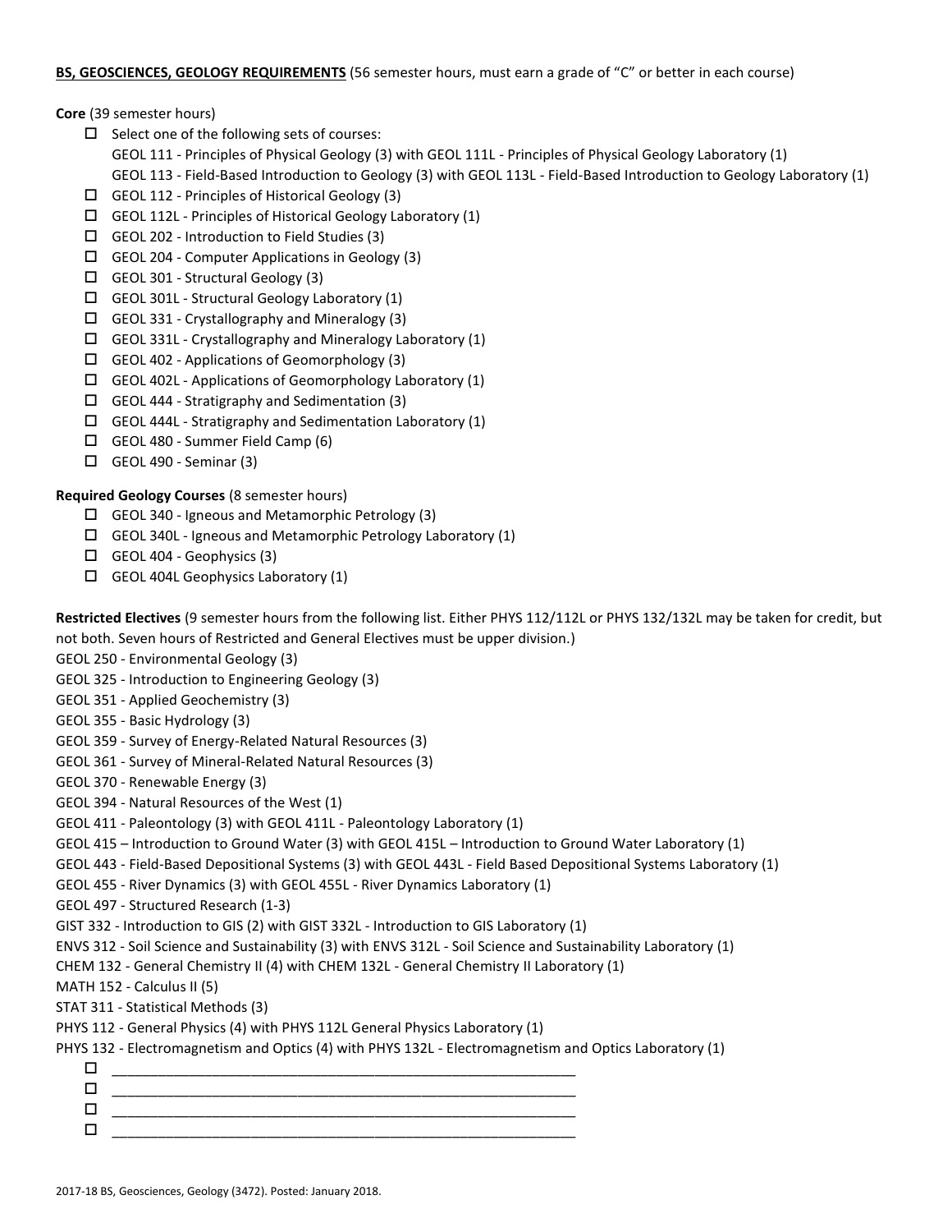**BS, GEOSCIENCES, GEOLOGY REQUIREMENTS** (56 semester hours, must earn a grade of "C" or better in each course)

**Core** (39 semester hours)

- ☐ Select one of the following sets of courses:
  GEOL 111 - Principles of Physical Geology (3) with GEOL 111L - Principles of Physical Geology Laboratory (1)
  GEOL 113 - Field-Based Introduction to Geology (3) with GEOL 113L - Field-Based Introduction to Geology Laboratory (1)
- ☐ GEOL 112 - Principles of Historical Geology (3)
- ☐ GEOL 112L - Principles of Historical Geology Laboratory (1)
- ☐ GEOL 202 - Introduction to Field Studies (3)
- ☐ GEOL 204 - Computer Applications in Geology (3)
- ☐ GEOL 301 - Structural Geology (3)
- ☐ GEOL 301L - Structural Geology Laboratory (1)
- ☐ GEOL 331 - Crystallography and Mineralogy (3)
- ☐ GEOL 331L - Crystallography and Mineralogy Laboratory (1)
- ☐ GEOL 402 - Applications of Geomorphology (3)
- ☐ GEOL 402L - Applications of Geomorphology Laboratory (1)
- ☐ GEOL 444 - Stratigraphy and Sedimentation (3)
- ☐ GEOL 444L - Stratigraphy and Sedimentation Laboratory (1)
- ☐ GEOL 480 - Summer Field Camp (6)
- ☐ GEOL 490 - Seminar (3)

**Required Geology Courses** (8 semester hours)

- ☐ GEOL 340 - Igneous and Metamorphic Petrology (3)
- ☐ GEOL 340L - Igneous and Metamorphic Petrology Laboratory (1)
- ☐ GEOL 404 - Geophysics (3)
- ☐ GEOL 404L Geophysics Laboratory (1)

**Restricted Electives** (9 semester hours from the following list. Either PHYS 112/112L or PHYS 132/132L may be taken for credit, but not both. Seven hours of Restricted and General Electives must be upper division.)

GEOL 250 - Environmental Geology (3)
GEOL 325 - Introduction to Engineering Geology (3)
GEOL 351 - Applied Geochemistry (3)
GEOL 355 - Basic Hydrology (3)
GEOL 359 - Survey of Energy-Related Natural Resources (3)
GEOL 361 - Survey of Mineral-Related Natural Resources (3)
GEOL 370 - Renewable Energy (3)
GEOL 394 - Natural Resources of the West (1)
GEOL 411 - Paleontology (3) with GEOL 411L - Paleontology Laboratory (1)
GEOL 415 – Introduction to Ground Water (3) with GEOL 415L – Introduction to Ground Water Laboratory (1)
GEOL 443 - Field-Based Depositional Systems (3) with GEOL 443L - Field Based Depositional Systems Laboratory (1)
GEOL 455 - River Dynamics (3) with GEOL 455L - River Dynamics Laboratory (1)
GEOL 497 - Structured Research (1-3)
GIST 332 - Introduction to GIS (2) with GIST 332L - Introduction to GIS Laboratory (1)
ENVS 312 - Soil Science and Sustainability (3) with ENVS 312L - Soil Science and Sustainability Laboratory (1)
CHEM 132 - General Chemistry II (4) with CHEM 132L - General Chemistry II Laboratory (1)
MATH 152 - Calculus II (5)
STAT 311 - Statistical Methods (3)
PHYS 112 - General Physics (4) with PHYS 112L General Physics Laboratory (1)
PHYS 132 - Electromagnetism and Optics (4) with PHYS 132L - Electromagnetism and Optics Laboratory (1)

- ☐ ____________________________________________________________
- ☐ ____________________________________________________________
- ☐ ____________________________________________________________
- ☐ ____________________________________________________________

2017-18 BS, Geosciences, Geology (3472). Posted: January 2018.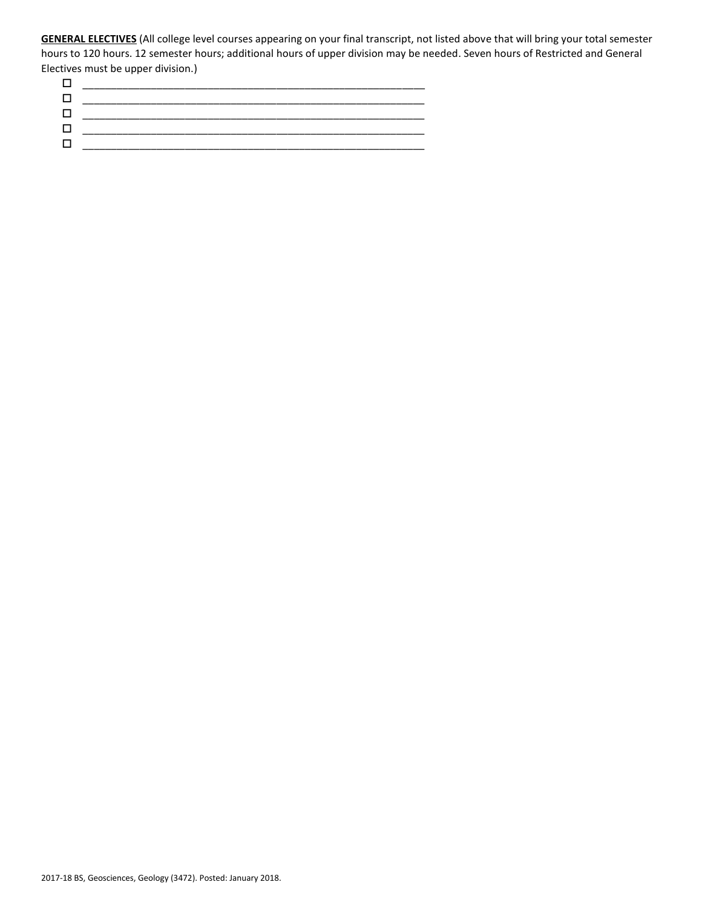**GENERAL ELECTIVES** (All college level courses appearing on your final transcript, not listed above that will bring your total semester hours to 120 hours. 12 semester hours; additional hours of upper division may be needed. Seven hours of Restricted and General Electives must be upper division.)

- ☐ ____________________________________________________________
- ☐ ____________________________________________________________
- ☐ ____________________________________________________________
- ☐ ____________________________________________________________
- ☐ ____________________________________________________________

2017-18 BS, Geosciences, Geology (3472). Posted: January 2018.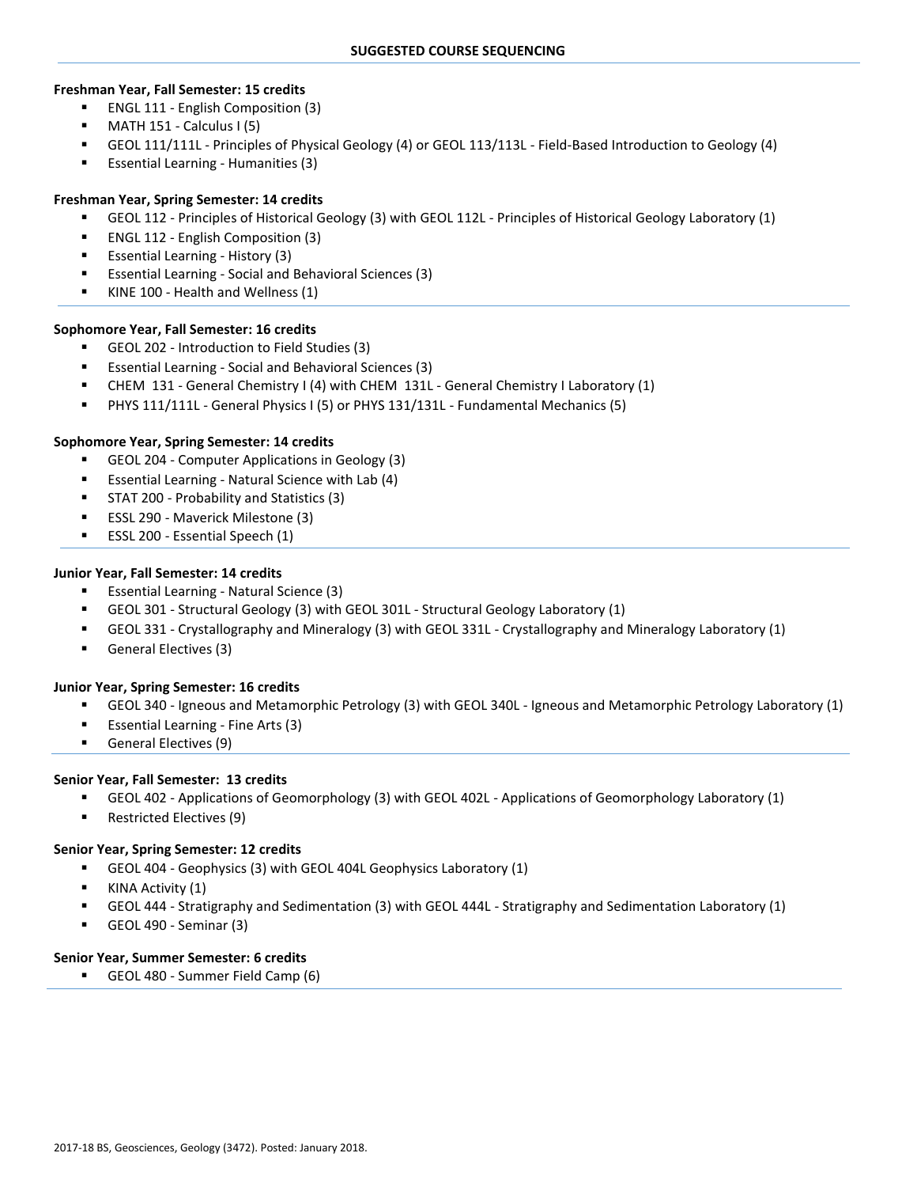## SUGGESTED COURSE SEQUENCING

**Freshman Year, Fall Semester: 15 credits**

- ENGL 111 - English Composition (3)
- MATH 151 - Calculus I (5)
- GEOL 111/111L - Principles of Physical Geology (4) or GEOL 113/113L - Field-Based Introduction to Geology (4)
- Essential Learning - Humanities (3)

**Freshman Year, Spring Semester: 14 credits**

- GEOL 112 - Principles of Historical Geology (3) with GEOL 112L - Principles of Historical Geology Laboratory (1)
- ENGL 112 - English Composition (3)
- Essential Learning - History (3)
- Essential Learning - Social and Behavioral Sciences (3)
- KINE 100 - Health and Wellness (1)

**Sophomore Year, Fall Semester: 16 credits**

- GEOL 202 - Introduction to Field Studies (3)
- Essential Learning - Social and Behavioral Sciences (3)
- CHEM 131 - General Chemistry I (4) with CHEM 131L - General Chemistry I Laboratory (1)
- PHYS 111/111L - General Physics I (5) or PHYS 131/131L - Fundamental Mechanics (5)

**Sophomore Year, Spring Semester: 14 credits**

- GEOL 204 - Computer Applications in Geology (3)
- Essential Learning - Natural Science with Lab (4)
- STAT 200 - Probability and Statistics (3)
- ESSL 290 - Maverick Milestone (3)
- ESSL 200 - Essential Speech (1)

**Junior Year, Fall Semester: 14 credits**

- Essential Learning - Natural Science (3)
- GEOL 301 - Structural Geology (3) with GEOL 301L - Structural Geology Laboratory (1)
- GEOL 331 - Crystallography and Mineralogy (3) with GEOL 331L - Crystallography and Mineralogy Laboratory (1)
- General Electives (3)

**Junior Year, Spring Semester: 16 credits**

- GEOL 340 - Igneous and Metamorphic Petrology (3) with GEOL 340L - Igneous and Metamorphic Petrology Laboratory (1)
- Essential Learning - Fine Arts (3)
- General Electives (9)

**Senior Year, Fall Semester: 13 credits**

- GEOL 402 - Applications of Geomorphology (3) with GEOL 402L - Applications of Geomorphology Laboratory (1)
- Restricted Electives (9)

**Senior Year, Spring Semester: 12 credits**

- GEOL 404 - Geophysics (3) with GEOL 404L Geophysics Laboratory (1)
- KINA Activity (1)
- GEOL 444 - Stratigraphy and Sedimentation (3) with GEOL 444L - Stratigraphy and Sedimentation Laboratory (1)
- GEOL 490 - Seminar (3)

**Senior Year, Summer Semester: 6 credits**

- GEOL 480 - Summer Field Camp (6)

2017-18 BS, Geosciences, Geology (3472). Posted: January 2018.